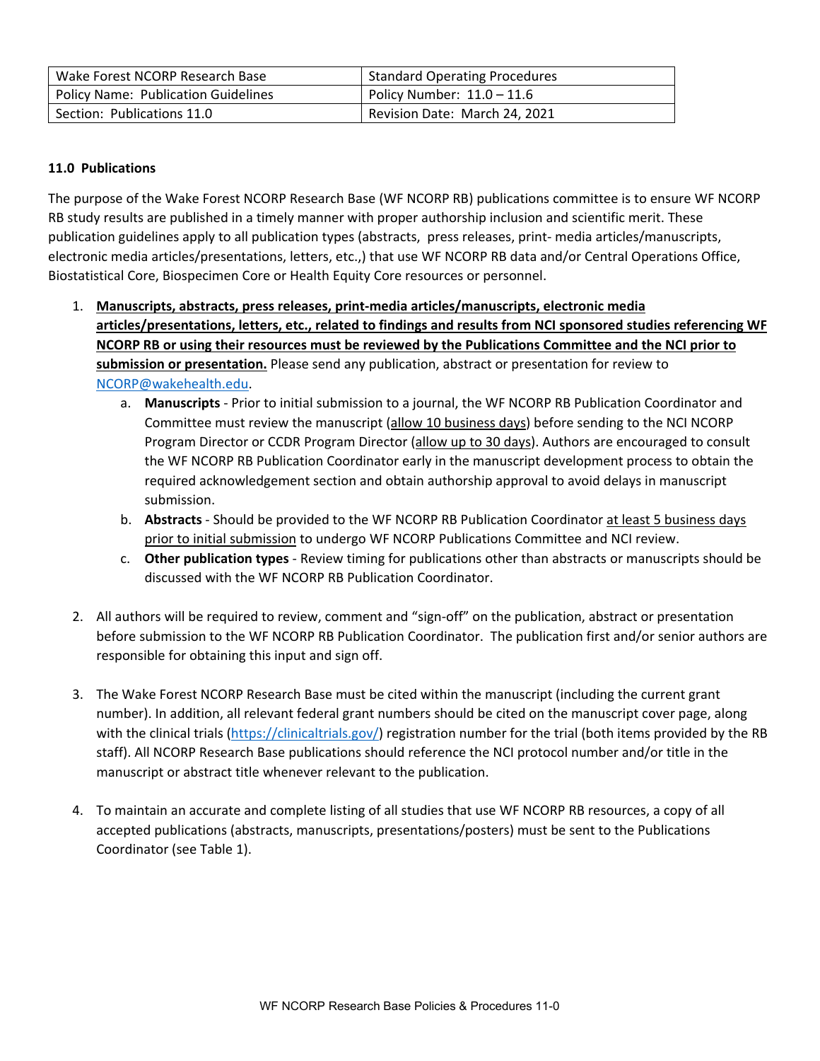| Wake Forest NCORP Research Base | Standard Operating Procedures |
|---|---|
| Policy Name: Publication Guidelines | Policy Number: 11.0 – 11.6 |
| Section: Publications 11.0 | Revision Date: March 24, 2021 |

**11.0 Publications**

The purpose of the Wake Forest NCORP Research Base (WF NCORP RB) publications committee is to ensure WF NCORP RB study results are published in a timely manner with proper authorship inclusion and scientific merit. These publication guidelines apply to all publication types (abstracts, press releases, print- media articles/manuscripts, electronic media articles/presentations, letters, etc.,) that use WF NCORP RB data and/or Central Operations Office, Biostatistical Core, Biospecimen Core or Health Equity Core resources or personnel.

1. **Manuscripts, abstracts, press releases, print-media articles/manuscripts, electronic media articles/presentations, letters, etc., related to findings and results from NCI sponsored studies referencing WF NCORP RB or using their resources must be reviewed by the Publications Committee and the NCI prior to submission or presentation.** Please send any publication, abstract or presentation for review to NCORP@wakehealth.edu.
    a. **Manuscripts** - Prior to initial submission to a journal, the WF NCORP RB Publication Coordinator and Committee must review the manuscript (allow 10 business days) before sending to the NCI NCORP Program Director or CCDR Program Director (allow up to 30 days). Authors are encouraged to consult the WF NCORP RB Publication Coordinator early in the manuscript development process to obtain the required acknowledgement section and obtain authorship approval to avoid delays in manuscript submission.
    b. **Abstracts** - Should be provided to the WF NCORP RB Publication Coordinator at least 5 business days prior to initial submission to undergo WF NCORP Publications Committee and NCI review.
    c. **Other publication types** - Review timing for publications other than abstracts or manuscripts should be discussed with the WF NCORP RB Publication Coordinator.

2. All authors will be required to review, comment and "sign-off" on the publication, abstract or presentation before submission to the WF NCORP RB Publication Coordinator. The publication first and/or senior authors are responsible for obtaining this input and sign off.

3. The Wake Forest NCORP Research Base must be cited within the manuscript (including the current grant number). In addition, all relevant federal grant numbers should be cited on the manuscript cover page, along with the clinical trials (https://clinicaltrials.gov/) registration number for the trial (both items provided by the RB staff). All NCORP Research Base publications should reference the NCI protocol number and/or title in the manuscript or abstract title whenever relevant to the publication.

4. To maintain an accurate and complete listing of all studies that use WF NCORP RB resources, a copy of all accepted publications (abstracts, manuscripts, presentations/posters) must be sent to the Publications Coordinator (see Table 1).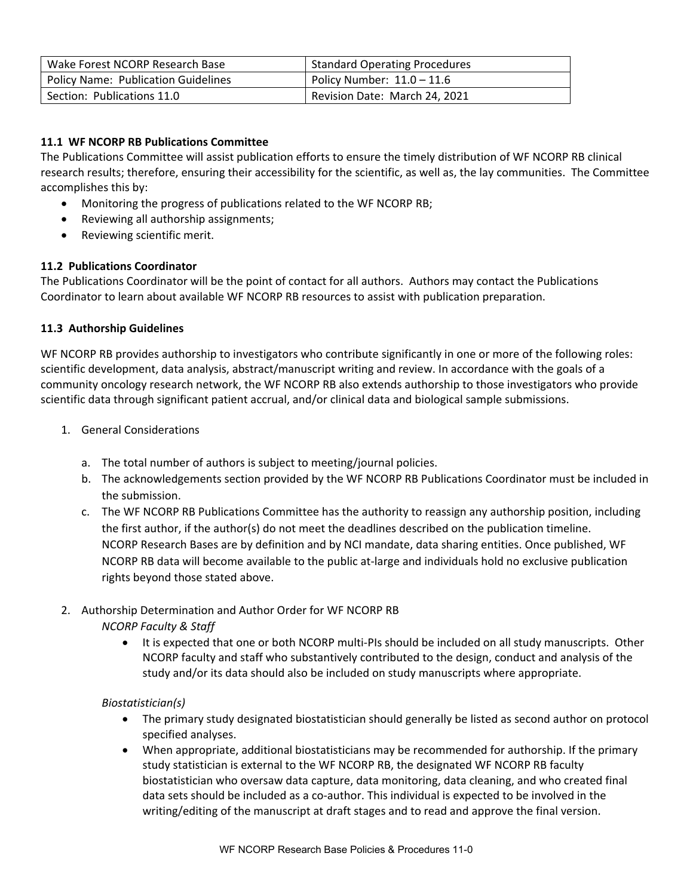| Wake Forest NCORP Research Base | Standard Operating Procedures |
|---|---|
| Policy Name: Publication Guidelines | Policy Number: 11.0 – 11.6 |
| Section: Publications 11.0 | Revision Date: March 24, 2021 |

### 11.1 WF NCORP RB Publications Committee

The Publications Committee will assist publication efforts to ensure the timely distribution of WF NCORP RB clinical research results; therefore, ensuring their accessibility for the scientific, as well as, the lay communities. The Committee accomplishes this by:

- Monitoring the progress of publications related to the WF NCORP RB;
- Reviewing all authorship assignments;
- Reviewing scientific merit.

### 11.2 Publications Coordinator

The Publications Coordinator will be the point of contact for all authors. Authors may contact the Publications Coordinator to learn about available WF NCORP RB resources to assist with publication preparation.

### 11.3 Authorship Guidelines

WF NCORP RB provides authorship to investigators who contribute significantly in one or more of the following roles: scientific development, data analysis, abstract/manuscript writing and review. In accordance with the goals of a community oncology research network, the WF NCORP RB also extends authorship to those investigators who provide scientific data through significant patient accrual, and/or clinical data and biological sample submissions.

1. General Considerations

   a. The total number of authors is subject to meeting/journal policies.
   
   b. The acknowledgements section provided by the WF NCORP RB Publications Coordinator must be included in the submission.
   
   c. The WF NCORP RB Publications Committee has the authority to reassign any authorship position, including the first author, if the author(s) do not meet the deadlines described on the publication timeline. NCORP Research Bases are by definition and by NCI mandate, data sharing entities. Once published, WF NCORP RB data will become available to the public at-large and individuals hold no exclusive publication rights beyond those stated above.

2. Authorship Determination and Author Order for WF NCORP RB

   *NCORP Faculty & Staff*

   - It is expected that one or both NCORP multi-PIs should be included on all study manuscripts. Other NCORP faculty and staff who substantively contributed to the design, conduct and analysis of the study and/or its data should also be included on study manuscripts where appropriate.

   *Biostatistician(s)*

   - The primary study designated biostatistician should generally be listed as second author on protocol specified analyses.
   - When appropriate, additional biostatisticians may be recommended for authorship. If the primary study statistician is external to the WF NCORP RB, the designated WF NCORP RB faculty biostatistician who oversaw data capture, data monitoring, data cleaning, and who created final data sets should be included as a co-author. This individual is expected to be involved in the writing/editing of the manuscript at draft stages and to read and approve the final version.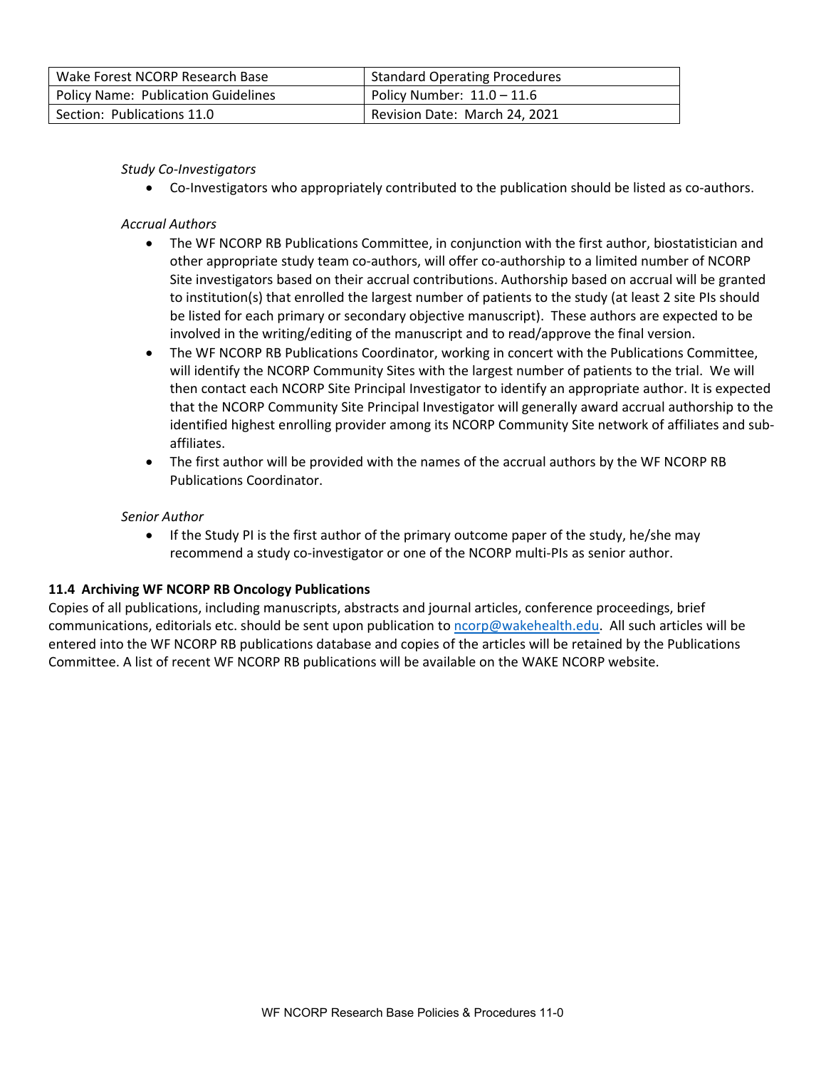*Study Co-Investigators*

- Co-Investigators who appropriately contributed to the publication should be listed as co-authors.

*Accrual Authors*

- The WF NCORP RB Publications Committee, in conjunction with the first author, biostatistician and other appropriate study team co-authors, will offer co-authorship to a limited number of NCORP Site investigators based on their accrual contributions. Authorship based on accrual will be granted to institution(s) that enrolled the largest number of patients to the study (at least 2 site PIs should be listed for each primary or secondary objective manuscript). These authors are expected to be involved in the writing/editing of the manuscript and to read/approve the final version.
- The WF NCORP RB Publications Coordinator, working in concert with the Publications Committee, will identify the NCORP Community Sites with the largest number of patients to the trial. We will then contact each NCORP Site Principal Investigator to identify an appropriate author. It is expected that the NCORP Community Site Principal Investigator will generally award accrual authorship to the identified highest enrolling provider among its NCORP Community Site network of affiliates and sub-affiliates.
- The first author will be provided with the names of the accrual authors by the WF NCORP RB Publications Coordinator.

*Senior Author*

- If the Study PI is the first author of the primary outcome paper of the study, he/she may recommend a study co-investigator or one of the NCORP multi-PIs as senior author.

### 11.4 Archiving WF NCORP RB Oncology Publications

Copies of all publications, including manuscripts, abstracts and journal articles, conference proceedings, brief communications, editorials etc. should be sent upon publication to ncorp@wakehealth.edu. All such articles will be entered into the WF NCORP RB publications database and copies of the articles will be retained by the Publications Committee. A list of recent WF NCORP RB publications will be available on the WAKE NCORP website.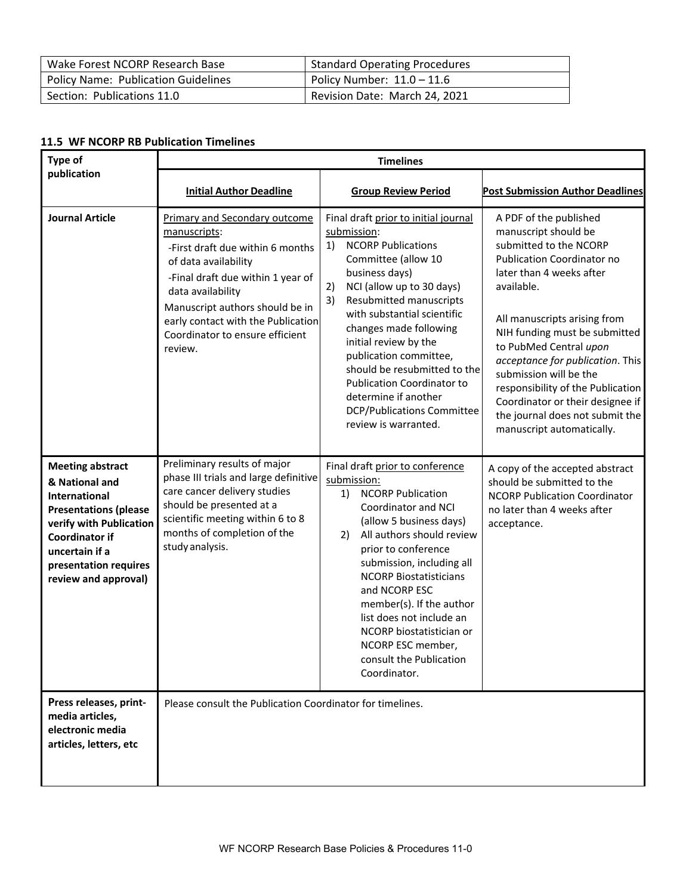| Wake Forest NCORP Research Base | Standard Operating Procedures |
|---|---|
| Policy Name: Publication Guidelines | Policy Number: 11.0 – 11.6 |
| Section: Publications 11.0 | Revision Date: March 24, 2021 |

### 11.5 WF NCORP RB Publication Timelines

| Type of publication | Timelines | | |
|---|---|---|---|
| | **Initial Author Deadline** | **Group Review Period** | **Post Submission Author Deadlines** |
| **Journal Article** | Primary and Secondary outcome manuscripts:<br>-First draft due within 6 months of data availability<br>-Final draft due within 1 year of data availability<br>Manuscript authors should be in early contact with the Publication Coordinator to ensure efficient review. | Final draft prior to initial journal submission:<br>1) NCORP Publications Committee (allow 10 business days)<br>2) NCI (allow up to 30 days)<br>3) Resubmitted manuscripts with substantial scientific changes made following initial review by the publication committee, should be resubmitted to the Publication Coordinator to determine if another DCP/Publications Committee review is warranted. | A PDF of the published manuscript should be submitted to the NCORP Publication Coordinator no later than 4 weeks after available.<br><br>All manuscripts arising from NIH funding must be submitted to PubMed Central *upon acceptance for publication*. This submission will be the responsibility of the Publication Coordinator or their designee if the journal does not submit the manuscript automatically. |
| **Meeting abstract & National and International Presentations (please verify with Publication Coordinator if uncertain if a presentation requires review and approval)** | Preliminary results of major phase III trials and large definitive care cancer delivery studies should be presented at a scientific meeting within 6 to 8 months of completion of the study analysis. | Final draft prior to conference submission:<br>1) NCORP Publication Coordinator and NCI (allow 5 business days)<br>2) All authors should review prior to conference submission, including all NCORP Biostatisticians and NCORP ESC member(s). If the author list does not include an NCORP biostatistician or NCORP ESC member, consult the Publication Coordinator. | A copy of the accepted abstract should be submitted to the NCORP Publication Coordinator no later than 4 weeks after acceptance. |
| **Press releases, print-media articles, electronic media articles, letters, etc** | Please consult the Publication Coordinator for timelines. | | |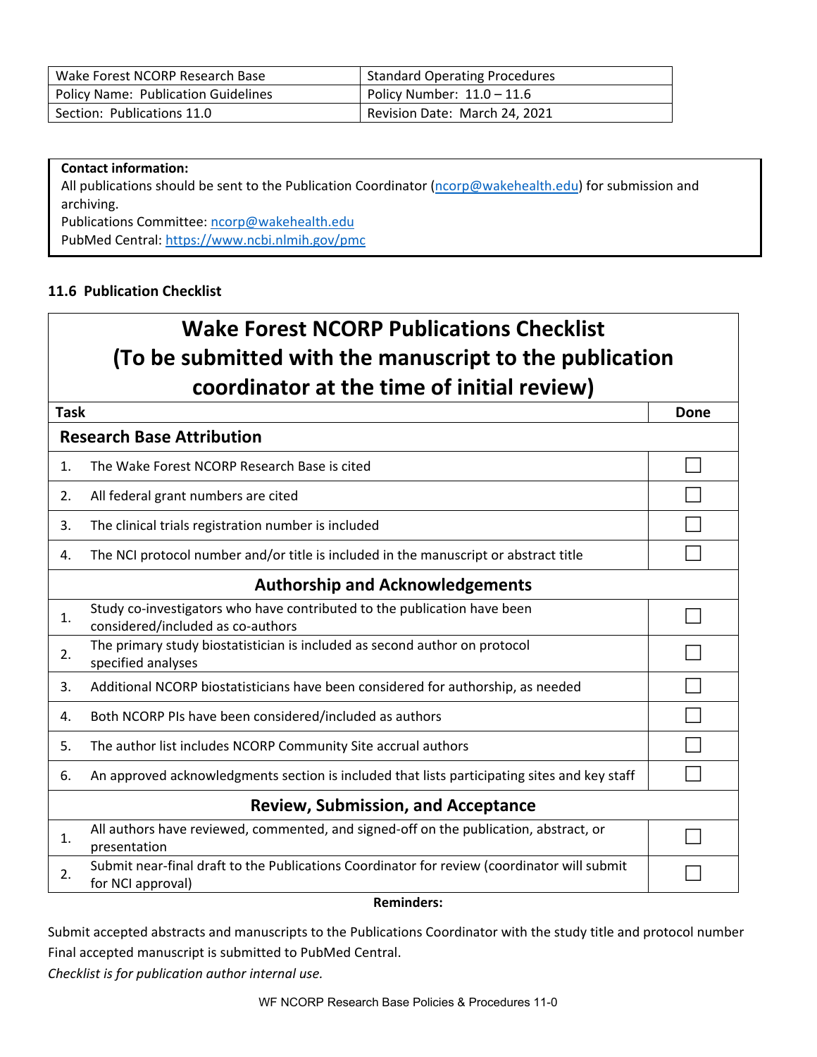| | |
|---|---|
| Wake Forest NCORP Research Base | Standard Operating Procedures |
| Policy Name: Publication Guidelines | Policy Number: 11.0 – 11.6 |
| Section: Publications 11.0 | Revision Date: March 24, 2021 |

**Contact information:**
All publications should be sent to the Publication Coordinator (ncorp@wakehealth.edu) for submission and archiving.
Publications Committee: ncorp@wakehealth.edu
PubMed Central: https://www.ncbi.nlmih.gov/pmc

### 11.6 Publication Checklist

## Wake Forest NCORP Publications Checklist (To be submitted with the manuscript to the publication coordinator at the time of initial review)

| Task | | Done |
|---|---|---|
| **Research Base Attribution** | | |
| 1. | The Wake Forest NCORP Research Base is cited | ☐ |
| 2. | All federal grant numbers are cited | ☐ |
| 3. | The clinical trials registration number is included | ☐ |
| 4. | The NCI protocol number and/or title is included in the manuscript or abstract title | ☐ |
| **Authorship and Acknowledgements** | | |
| 1. | Study co-investigators who have contributed to the publication have been considered/included as co-authors | ☐ |
| 2. | The primary study biostatistician is included as second author on protocol specified analyses | ☐ |
| 3. | Additional NCORP biostatisticians have been considered for authorship, as needed | ☐ |
| 4. | Both NCORP PIs have been considered/included as authors | ☐ |
| 5. | The author list includes NCORP Community Site accrual authors | ☐ |
| 6. | An approved acknowledgments section is included that lists participating sites and key staff | ☐ |
| **Review, Submission, and Acceptance** | | |
| 1. | All authors have reviewed, commented, and signed-off on the publication, abstract, or presentation | ☐ |
| 2. | Submit near-final draft to the Publications Coordinator for review (coordinator will submit for NCI approval) | ☐ |

**Reminders:**

Submit accepted abstracts and manuscripts to the Publications Coordinator with the study title and protocol number
Final accepted manuscript is submitted to PubMed Central.
*Checklist is for publication author internal use.*